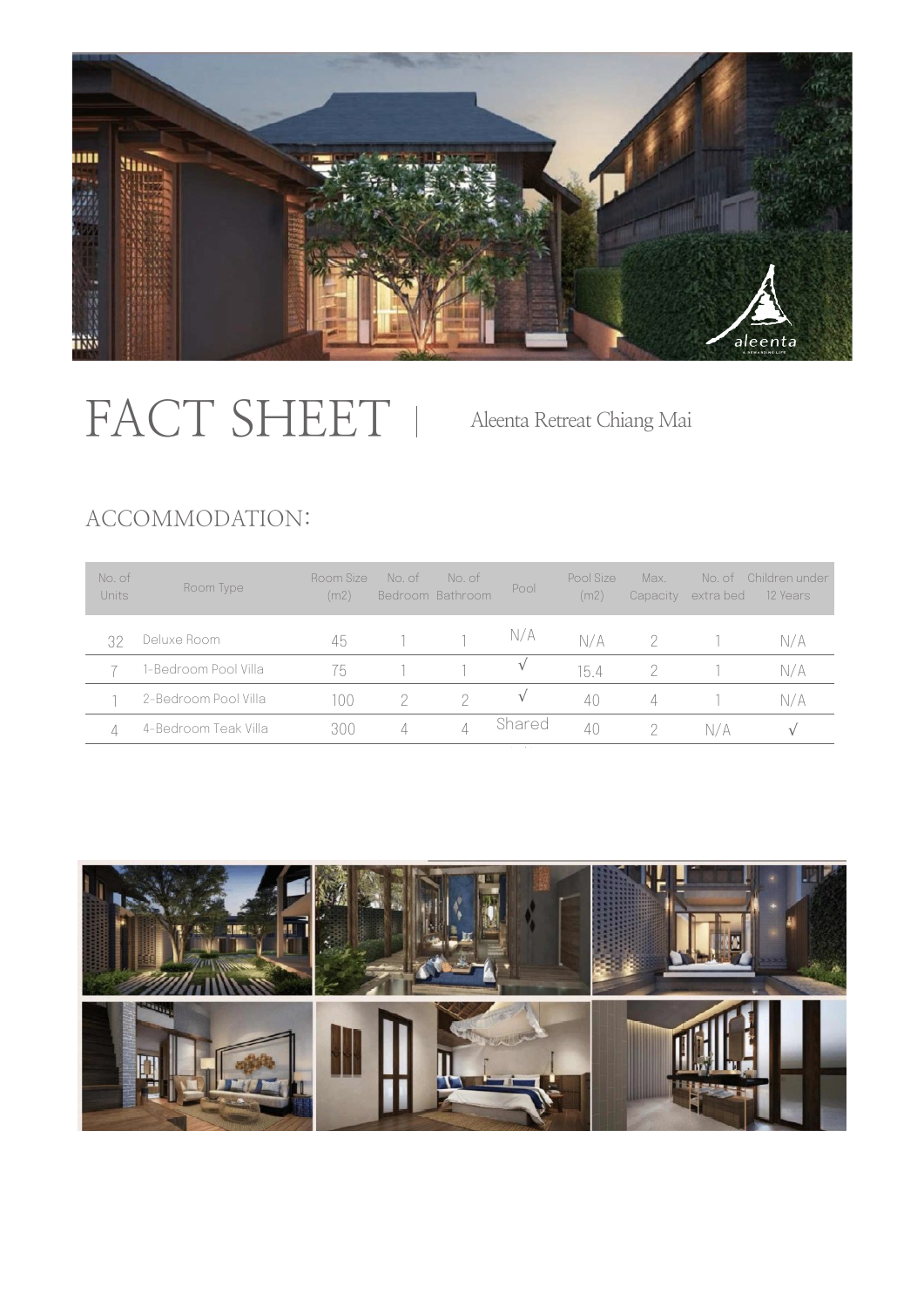# FACT SHEET | Aleenta Retreat Chiang Mai

## ACCOMMODATION:

| No. of Units | Room Type | Room Size (m2) | No. of Bedroom | No. of Bathroom | Pool | Pool Size (m2) | Max. Capacity | No. of extra bed | Children under 12 Years |
|---|---|---|---|---|---|---|---|---|---|
| 32 | Deluxe Room | 45 | 1 | 1 | N/A | N/A | 2 | 1 | N/A |
| 7 | 1-Bedroom Pool Villa | 75 | 1 | 1 | √ | 15.4 | 2 | 1 | N/A |
| 1 | 2-Bedroom Pool Villa | 100 | 2 | 2 | √ | 40 | 4 | 1 | N/A |
| 4 | 4-Bedroom Teak Villa | 300 | 4 | 4 | Shared | 40 | 2 | N/A | √ |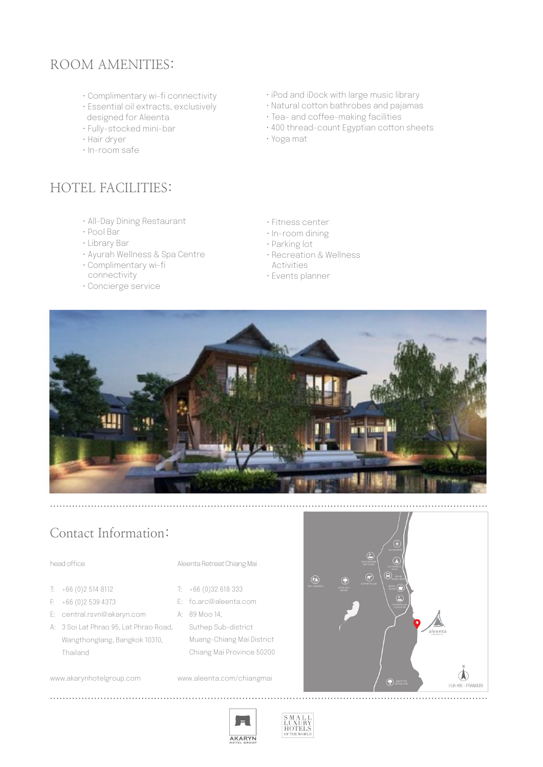## ROOM AMENITIES:

- Complimentary wi-fi connectivity
- Essential oil extracts, exclusively designed for Aleenta
- Fully-stocked mini-bar
- Hair dryer
- In-room safe
- iPod and iDock with large music library
- Natural cotton bathrobes and pajamas
- Tea- and coffee-making facilities
- 400 thread-count Egyptian cotton sheets
- Yoga mat

## HOTEL FACILITIES:

- All-Day Dining Restaurant
- Pool Bar
- Library Bar
- Ayurah Wellness & Spa Centre
- Complimentary wi-fi connectivity
- Concierge service
- Fitness center
- In-room dining
- Parking lot
- Recreation & Wellness Activities
- Events planner

## Contact Information:

**head office**

T: +66 (0)2 514 8112
F: +66 (0)2 539 4373
E: central.rsvn@akaryn.com
A: 3 Soi Lat Phrao 95, Lat Phrao Road, Wangthonglang, Bangkok 10310, Thailand

www.akarynhotelgroup.com

**Aleenta Retreat Chiang Mai**

T: +66 (0)32 618 333
E: fo.arc@aleenta.com
A: 89 Moo 14, Suthep Sub-district Muang-Chiang Mai District Chiang Mai Province 50200

www.aleenta.com/chiangmai

aleenta

HUA HIN - PRANBURI

AKARYN HOTEL GROUP

SMALL LUXURY HOTELS OF THE WORLD